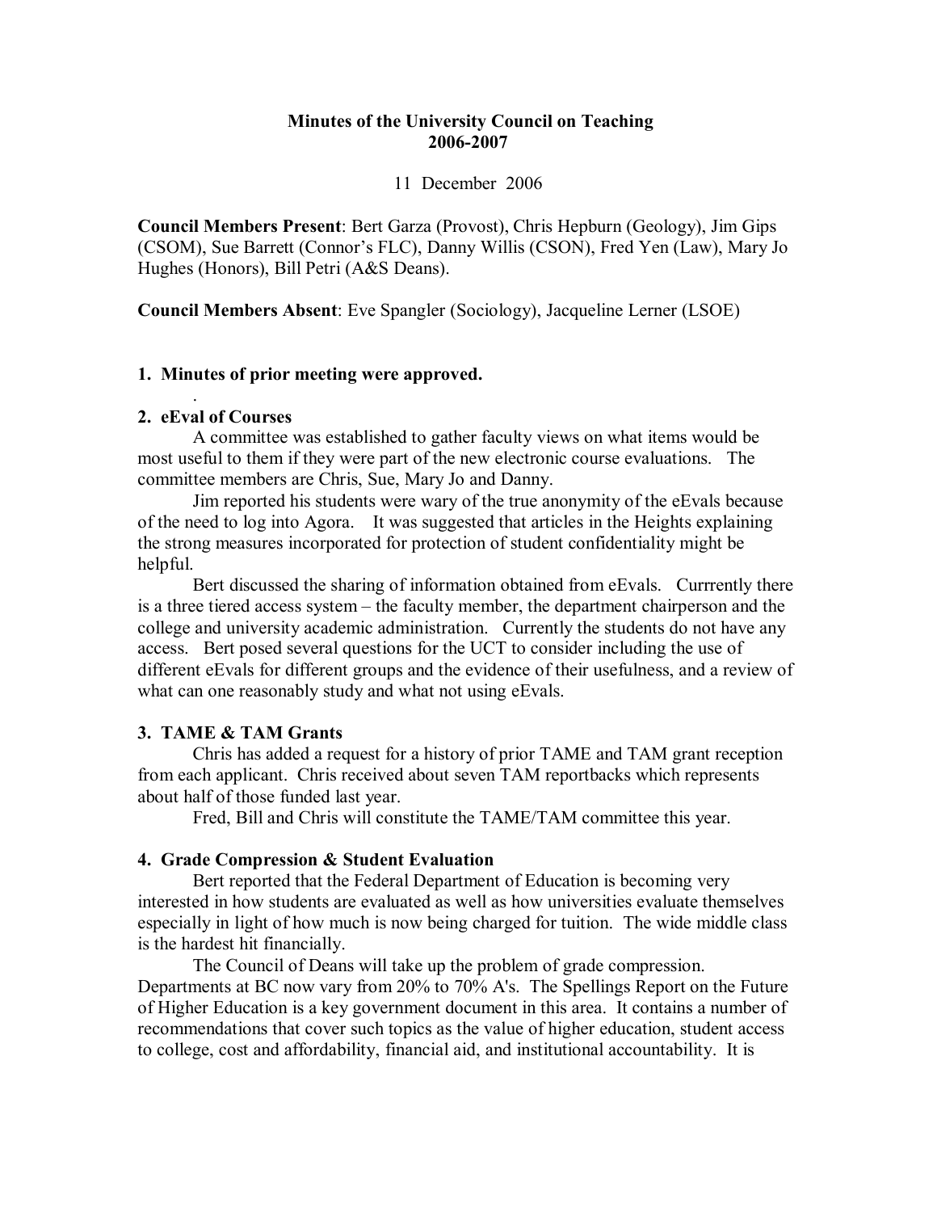# Minutes of the University Council on Teaching
## 2006-2007

11 December 2006

**Council Members Present**: Bert Garza (Provost), Chris Hepburn (Geology), Jim Gips (CSOM), Sue Barrett (Connor's FLC), Danny Willis (CSON), Fred Yen (Law), Mary Jo Hughes (Honors), Bill Petri (A&S Deans).

**Council Members Absent**: Eve Spangler (Sociology), Jacqueline Lerner (LSOE)

### 1. Minutes of prior meeting were approved.

.

### 2. eEval of Courses

A committee was established to gather faculty views on what items would be most useful to them if they were part of the new electronic course evaluations. The committee members are Chris, Sue, Mary Jo and Danny.

Jim reported his students were wary of the true anonymity of the eEvals because of the need to log into Agora. It was suggested that articles in the Heights explaining the strong measures incorporated for protection of student confidentiality might be helpful.

Bert discussed the sharing of information obtained from eEvals. Currrently there is a three tiered access system – the faculty member, the department chairperson and the college and university academic administration. Currently the students do not have any access. Bert posed several questions for the UCT to consider including the use of different eEvals for different groups and the evidence of their usefulness, and a review of what can one reasonably study and what not using eEvals.

### 3. TAME & TAM Grants

Chris has added a request for a history of prior TAME and TAM grant reception from each applicant. Chris received about seven TAM reportbacks which represents about half of those funded last year.

Fred, Bill and Chris will constitute the TAME/TAM committee this year.

### 4. Grade Compression & Student Evaluation

Bert reported that the Federal Department of Education is becoming very interested in how students are evaluated as well as how universities evaluate themselves especially in light of how much is now being charged for tuition. The wide middle class is the hardest hit financially.

The Council of Deans will take up the problem of grade compression. Departments at BC now vary from 20% to 70% A's. The Spellings Report on the Future of Higher Education is a key government document in this area. It contains a number of recommendations that cover such topics as the value of higher education, student access to college, cost and affordability, financial aid, and institutional accountability. It is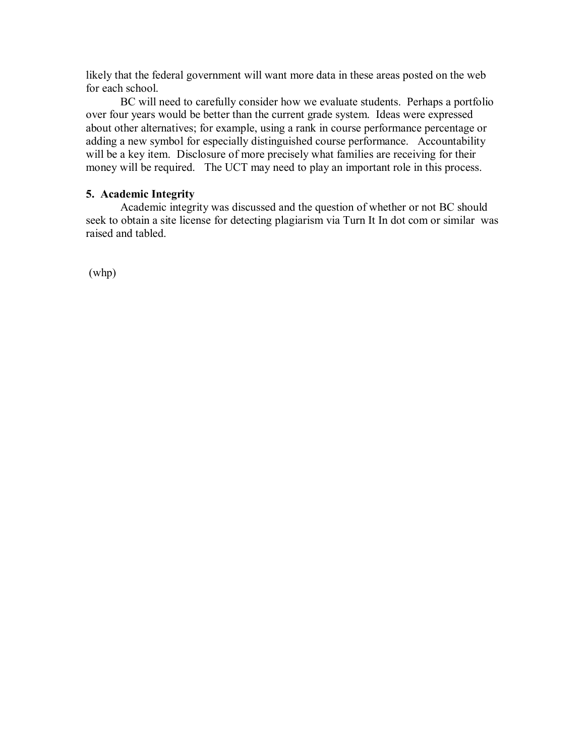likely that the federal government will want more data in these areas posted on the web for each school.

BC will need to carefully consider how we evaluate students. Perhaps a portfolio over four years would be better than the current grade system. Ideas were expressed about other alternatives; for example, using a rank in course performance percentage or adding a new symbol for especially distinguished course performance. Accountability will be a key item. Disclosure of more precisely what families are receiving for their money will be required. The UCT may need to play an important role in this process.

**5. Academic Integrity**

Academic integrity was discussed and the question of whether or not BC should seek to obtain a site license for detecting plagiarism via Turn It In dot com or similar was raised and tabled.

(whp)